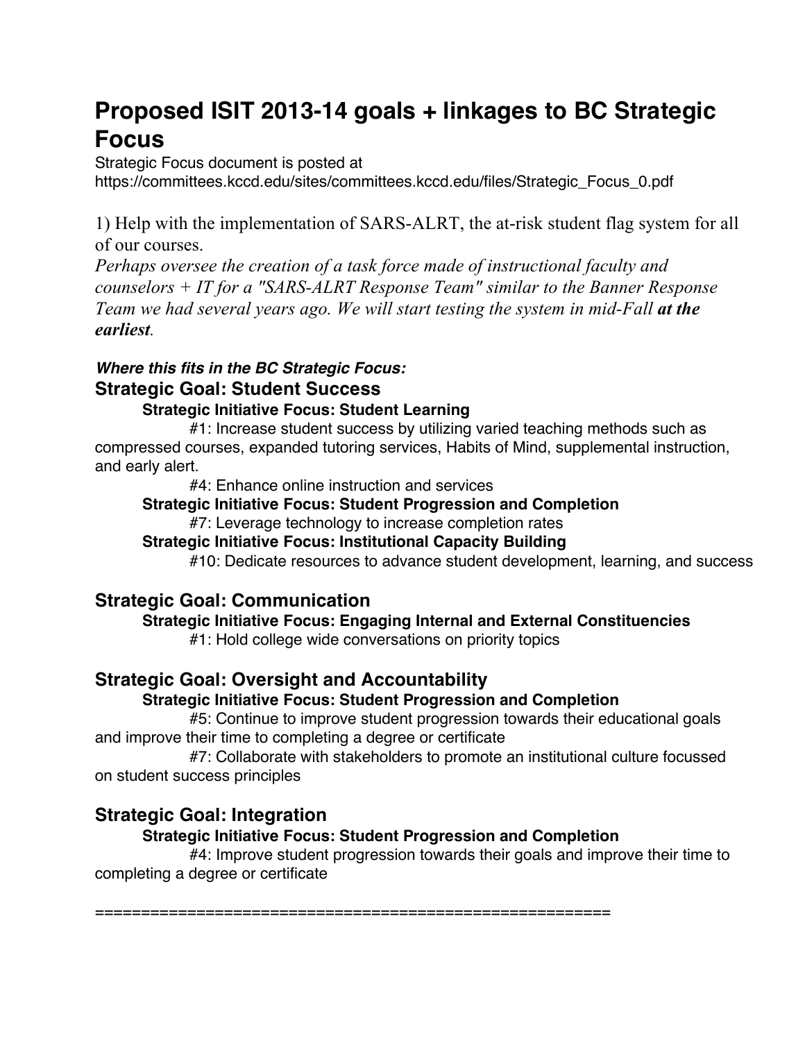# Proposed ISIT 2013-14 goals + linkages to BC Strategic Focus

Strategic Focus document is posted at https://committees.kccd.edu/sites/committees.kccd.edu/files/Strategic_Focus_0.pdf

1) Help with the implementation of SARS-ALRT, the at-risk student flag system for all of our courses.

*Perhaps oversee the creation of a task force made of instructional faculty and counselors + IT for a "SARS-ALRT Response Team" similar to the Banner Response Team we had several years ago. We will start testing the system in mid-Fall* ***at the earliest****.*

***Where this fits in the BC Strategic Focus:***

## Strategic Goal: Student Success

### Strategic Initiative Focus: Student Learning

#1: Increase student success by utilizing varied teaching methods such as compressed courses, expanded tutoring services, Habits of Mind, supplemental instruction, and early alert.

#4: Enhance online instruction and services

### Strategic Initiative Focus: Student Progression and Completion

#7: Leverage technology to increase completion rates

### Strategic Initiative Focus: Institutional Capacity Building

#10: Dedicate resources to advance student development, learning, and success

## Strategic Goal: Communication

### Strategic Initiative Focus: Engaging Internal and External Constituencies

#1: Hold college wide conversations on priority topics

## Strategic Goal: Oversight and Accountability

### Strategic Initiative Focus: Student Progression and Completion

#5: Continue to improve student progression towards their educational goals and improve their time to completing a degree or certificate

#7: Collaborate with stakeholders to promote an institutional culture focussed on student success principles

## Strategic Goal: Integration

### Strategic Initiative Focus: Student Progression and Completion

#4: Improve student progression towards their goals and improve their time to completing a degree or certificate

========================================================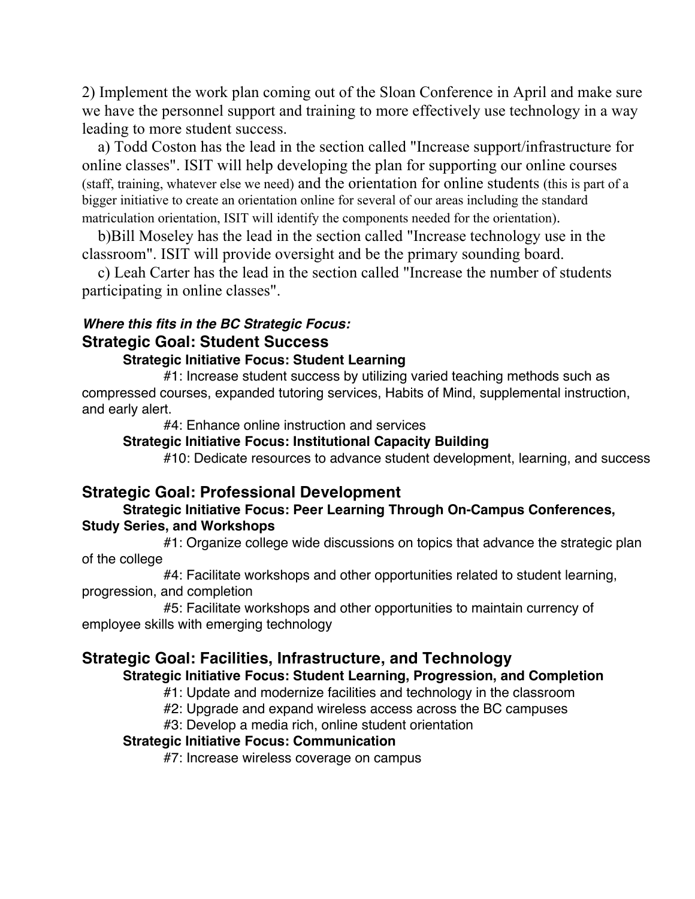2) Implement the work plan coming out of the Sloan Conference in April and make sure we have the personnel support and training to more effectively use technology in a way leading to more student success.

a) Todd Coston has the lead in the section called "Increase support/infrastructure for online classes". ISIT will help developing the plan for supporting our online courses (staff, training, whatever else we need) and the orientation for online students (this is part of a bigger initiative to create an orientation online for several of our areas including the standard matriculation orientation, ISIT will identify the components needed for the orientation).

b)Bill Moseley has the lead in the section called "Increase technology use in the classroom". ISIT will provide oversight and be the primary sounding board.

c) Leah Carter has the lead in the section called "Increase the number of students participating in online classes".

***Where this fits in the BC Strategic Focus:***

## Strategic Goal: Student Success

### Strategic Initiative Focus: Student Learning

#1: Increase student success by utilizing varied teaching methods such as compressed courses, expanded tutoring services, Habits of Mind, supplemental instruction, and early alert.

#4: Enhance online instruction and services

### Strategic Initiative Focus: Institutional Capacity Building

#10: Dedicate resources to advance student development, learning, and success

## Strategic Goal: Professional Development

### Strategic Initiative Focus: Peer Learning Through On-Campus Conferences, Study Series, and Workshops

#1: Organize college wide discussions on topics that advance the strategic plan of the college

#4: Facilitate workshops and other opportunities related to student learning, progression, and completion

#5: Facilitate workshops and other opportunities to maintain currency of employee skills with emerging technology

## Strategic Goal: Facilities, Infrastructure, and Technology

### Strategic Initiative Focus: Student Learning, Progression, and Completion

#1: Update and modernize facilities and technology in the classroom

#2: Upgrade and expand wireless access across the BC campuses

#3: Develop a media rich, online student orientation

### Strategic Initiative Focus: Communication

#7: Increase wireless coverage on campus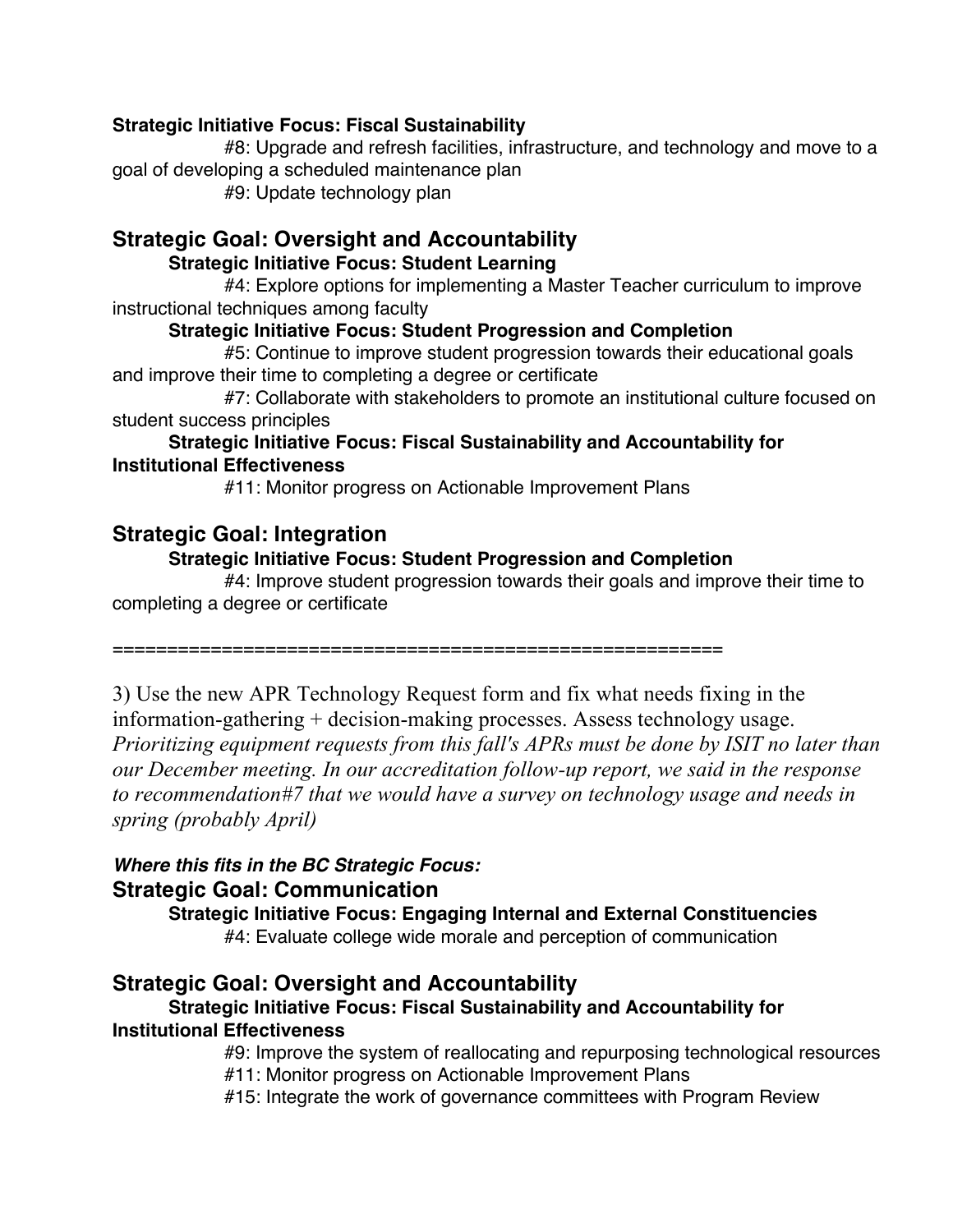**Strategic Initiative Focus: Fiscal Sustainability**

#8: Upgrade and refresh facilities, infrastructure, and technology and move to a goal of developing a scheduled maintenance plan

#9: Update technology plan

## Strategic Goal: Oversight and Accountability

**Strategic Initiative Focus: Student Learning**

#4: Explore options for implementing a Master Teacher curriculum to improve instructional techniques among faculty

**Strategic Initiative Focus: Student Progression and Completion**

#5: Continue to improve student progression towards their educational goals and improve their time to completing a degree or certificate

#7: Collaborate with stakeholders to promote an institutional culture focused on student success principles

**Strategic Initiative Focus: Fiscal Sustainability and Accountability for Institutional Effectiveness**

#11: Monitor progress on Actionable Improvement Plans

## Strategic Goal: Integration

**Strategic Initiative Focus: Student Progression and Completion**

#4: Improve student progression towards their goals and improve their time to completing a degree or certificate

=========================================================

3) Use the new APR Technology Request form and fix what needs fixing in the information-gathering + decision-making processes. Assess technology usage. *Prioritizing equipment requests from this fall's APRs must be done by ISIT no later than our December meeting. In our accreditation follow-up report, we said in the response to recommendation#7 that we would have a survey on technology usage and needs in spring (probably April)*

***Where this fits in the BC Strategic Focus:***

## Strategic Goal: Communication

**Strategic Initiative Focus: Engaging Internal and External Constituencies**

#4: Evaluate college wide morale and perception of communication

## Strategic Goal: Oversight and Accountability

**Strategic Initiative Focus: Fiscal Sustainability and Accountability for Institutional Effectiveness**

#9: Improve the system of reallocating and repurposing technological resources

#11: Monitor progress on Actionable Improvement Plans

#15: Integrate the work of governance committees with Program Review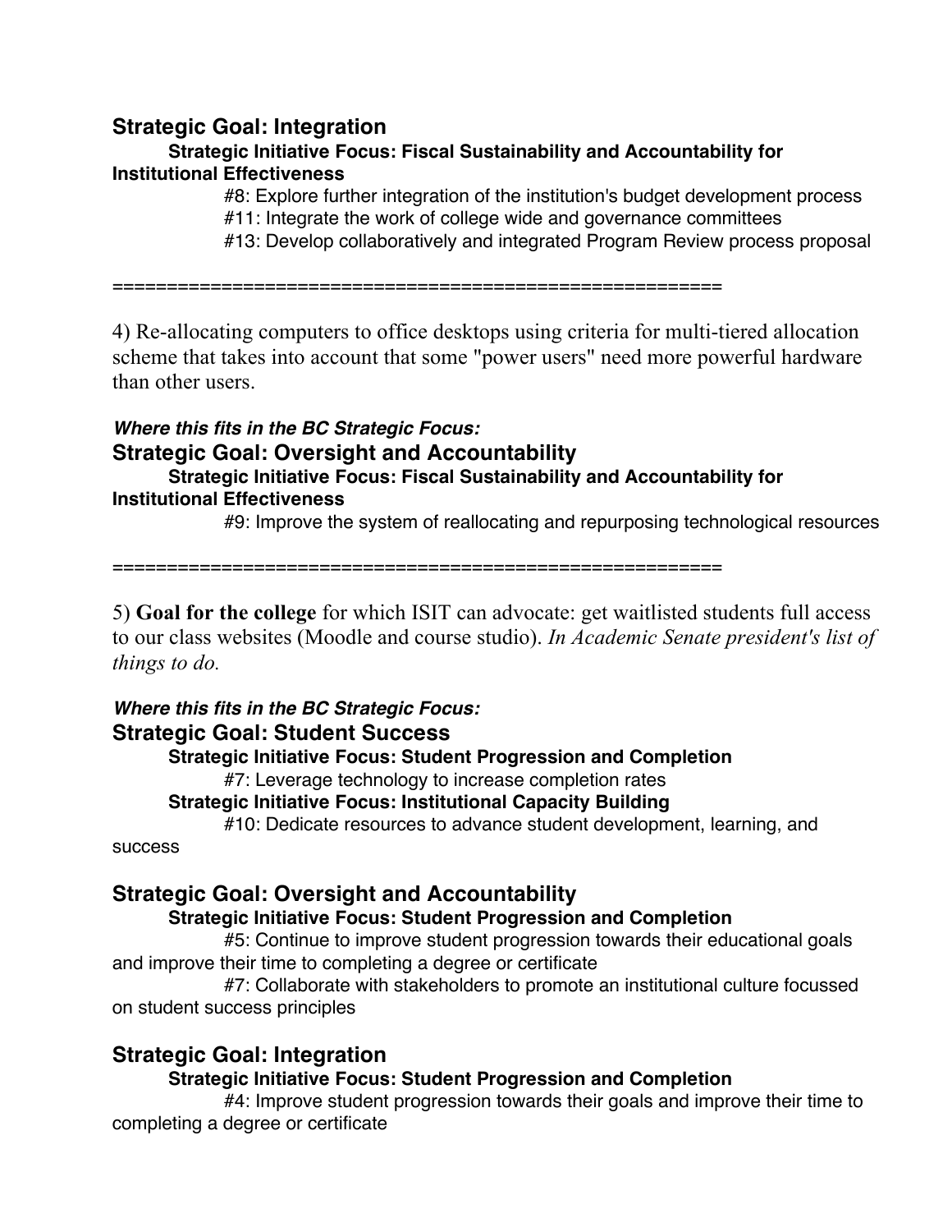### Strategic Goal: Integration

#### Strategic Initiative Focus: Fiscal Sustainability and Accountability for Institutional Effectiveness

#8: Explore further integration of the institution's budget development process
#11: Integrate the work of college wide and governance committees
#13: Develop collaboratively and integrated Program Review process proposal

===========================================================

4) Re-allocating computers to office desktops using criteria for multi-tiered allocation scheme that takes into account that some "power users" need more powerful hardware than other users.

***Where this fits in the BC Strategic Focus:***

### Strategic Goal: Oversight and Accountability

#### Strategic Initiative Focus: Fiscal Sustainability and Accountability for Institutional Effectiveness

#9: Improve the system of reallocating and repurposing technological resources

===========================================================

5) **Goal for the college** for which ISIT can advocate: get waitlisted students full access to our class websites (Moodle and course studio). *In Academic Senate president's list of things to do.*

***Where this fits in the BC Strategic Focus:***

### Strategic Goal: Student Success

#### Strategic Initiative Focus: Student Progression and Completion

#7: Leverage technology to increase completion rates

#### Strategic Initiative Focus: Institutional Capacity Building

#10: Dedicate resources to advance student development, learning, and success

### Strategic Goal: Oversight and Accountability

#### Strategic Initiative Focus: Student Progression and Completion

#5: Continue to improve student progression towards their educational goals and improve their time to completing a degree or certificate

#7: Collaborate with stakeholders to promote an institutional culture focussed on student success principles

### Strategic Goal: Integration

#### Strategic Initiative Focus: Student Progression and Completion

#4: Improve student progression towards their goals and improve their time to completing a degree or certificate